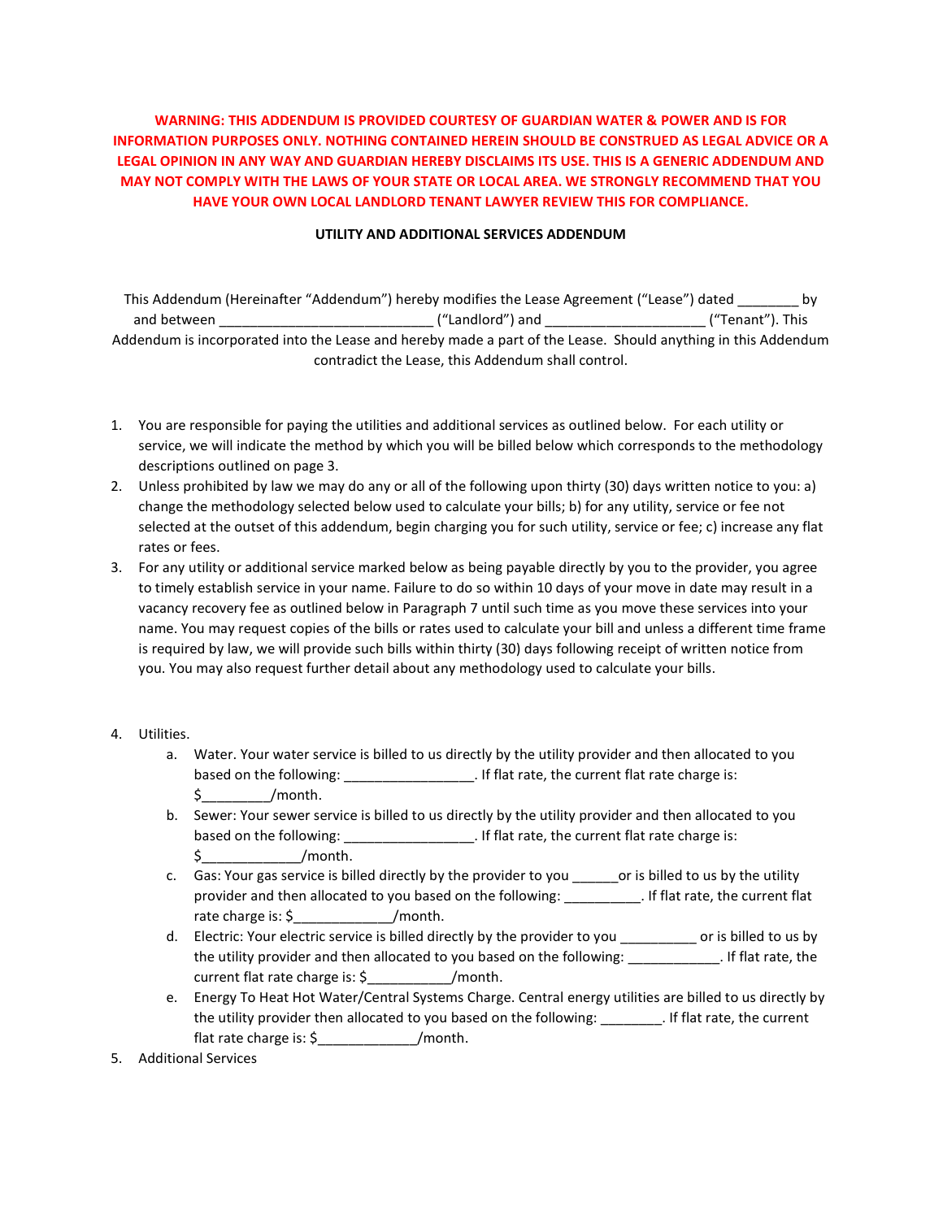**WARNING: THIS ADDENDUM IS PROVIDED COURTESY OF GUARDIAN WATER & POWER AND IS FOR INFORMATION PURPOSES ONLY. NOTHING CONTAINED HEREIN SHOULD BE CONSTRUED AS LEGAL ADVICE OR A LEGAL OPINION IN ANY WAY AND GUARDIAN HEREBY DISCLAIMS ITS USE. THIS IS A GENERIC ADDENDUM AND MAY NOT COMPLY WITH THE LAWS OF YOUR STATE OR LOCAL AREA. WE STRONGLY RECOMMEND THAT YOU HAVE YOUR OWN LOCAL LANDLORD TENANT LAWYER REVIEW THIS FOR COMPLIANCE.**

**UTILITY AND ADDITIONAL SERVICES ADDENDUM**

This Addendum (Hereinafter "Addendum") hereby modifies the Lease Agreement ("Lease") dated ________ by and between ___________________________ ("Landlord") and _____________________ ("Tenant"). This Addendum is incorporated into the Lease and hereby made a part of the Lease. Should anything in this Addendum contradict the Lease, this Addendum shall control.

1. You are responsible for paying the utilities and additional services as outlined below. For each utility or service, we will indicate the method by which you will be billed below which corresponds to the methodology descriptions outlined on page 3.
2. Unless prohibited by law we may do any or all of the following upon thirty (30) days written notice to you: a) change the methodology selected below used to calculate your bills; b) for any utility, service or fee not selected at the outset of this addendum, begin charging you for such utility, service or fee; c) increase any flat rates or fees.
3. For any utility or additional service marked below as being payable directly by you to the provider, you agree to timely establish service in your name. Failure to do so within 10 days of your move in date may result in a vacancy recovery fee as outlined below in Paragraph 7 until such time as you move these services into your name. You may request copies of the bills or rates used to calculate your bill and unless a different time frame is required by law, we will provide such bills within thirty (30) days following receipt of written notice from you. You may also request further detail about any methodology used to calculate your bills.

4. Utilities.
    a. Water. Your water service is billed to us directly by the utility provider and then allocated to you based on the following: _________________. If flat rate, the current flat rate charge is: $_________/month.
    b. Sewer: Your sewer service is billed to us directly by the utility provider and then allocated to you based on the following: _________________. If flat rate, the current flat rate charge is: $_____________/month.
    c. Gas: Your gas service is billed directly by the provider to you ______or is billed to us by the utility provider and then allocated to you based on the following: __________. If flat rate, the current flat rate charge is: $_____________/month.
    d. Electric: Your electric service is billed directly by the provider to you __________ or is billed to us by the utility provider and then allocated to you based on the following: ____________. If flat rate, the current flat rate charge is: $___________/month.
    e. Energy To Heat Hot Water/Central Systems Charge. Central energy utilities are billed to us directly by the utility provider then allocated to you based on the following: ________. If flat rate, the current flat rate charge is: $_____________/month.
5. Additional Services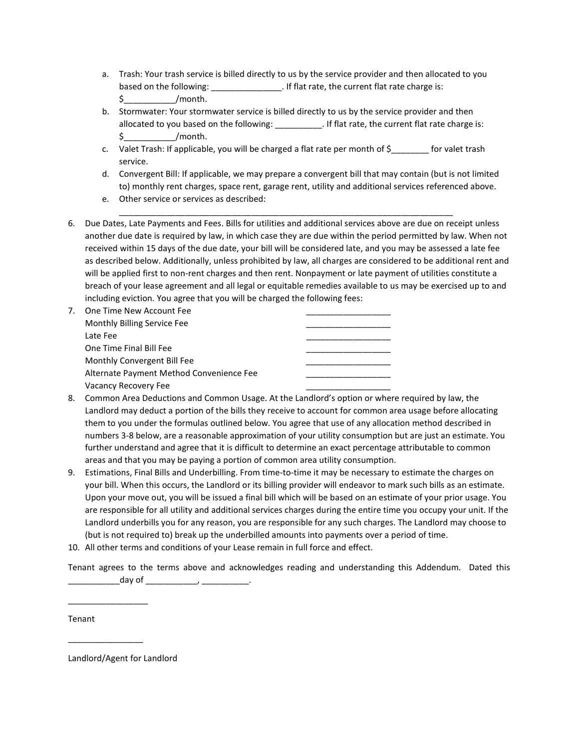a. Trash: Your trash service is billed directly to us by the service provider and then allocated to you based on the following: _______________. If flat rate, the current flat rate charge is: $___________/month.
b. Stormwater: Your stormwater service is billed directly to us by the service provider and then allocated to you based on the following: __________. If flat rate, the current flat rate charge is: $___________/month.
c. Valet Trash: If applicable, you will be charged a flat rate per month of $________ for valet trash service.
d. Convergent Bill: If applicable, we may prepare a convergent bill that may contain (but is not limited to) monthly rent charges, space rent, garage rent, utility and additional services referenced above.
e. Other service or services as described: ___________________________________________________________________________

6. Due Dates, Late Payments and Fees. Bills for utilities and additional services above are due on receipt unless another due date is required by law, in which case they are due within the period permitted by law. When not received within 15 days of the due date, your bill will be considered late, and you may be assessed a late fee as described below. Additionally, unless prohibited by law, all charges are considered to be additional rent and will be applied first to non-rent charges and then rent. Nonpayment or late payment of utilities constitute a breach of your lease agreement and all legal or equitable remedies available to us may be exercised up to and including eviction. You agree that you will be charged the following fees:
7. One Time New Account Fee __________________
   Monthly Billing Service Fee __________________
   Late Fee __________________
   One Time Final Bill Fee __________________
   Monthly Convergent Bill Fee __________________
   Alternate Payment Method Convenience Fee __________________
   Vacancy Recovery Fee __________________
8. Common Area Deductions and Common Usage. At the Landlord's option or where required by law, the Landlord may deduct a portion of the bills they receive to account for common area usage before allocating them to you under the formulas outlined below. You agree that use of any allocation method described in numbers 3-8 below, are a reasonable approximation of your utility consumption but are just an estimate. You further understand and agree that it is difficult to determine an exact percentage attributable to common areas and that you may be paying a portion of common area utility consumption.
9. Estimations, Final Bills and Underbilling. From time-to-time it may be necessary to estimate the charges on your bill. When this occurs, the Landlord or its billing provider will endeavor to mark such bills as an estimate. Upon your move out, you will be issued a final bill which will be based on an estimate of your prior usage. You are responsible for all utility and additional services charges during the entire time you occupy your unit. If the Landlord underbills you for any reason, you are responsible for any such charges. The Landlord may choose to (but is not required to) break up the underbilled amounts into payments over a period of time.
10. All other terms and conditions of your Lease remain in full force and effect.

Tenant agrees to the terms above and acknowledges reading and understanding this Addendum. Dated this ___________day of ___________, __________.

_________________

Tenant

________________

Landlord/Agent for Landlord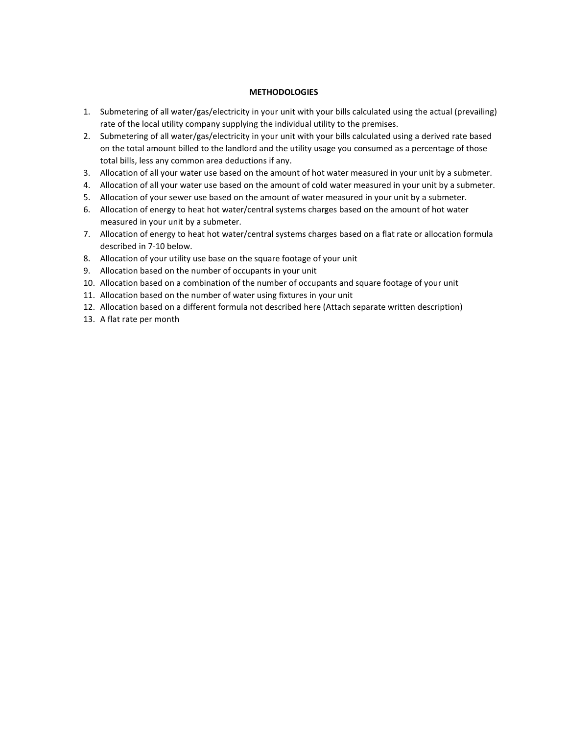**METHODOLOGIES**

1. Submetering of all water/gas/electricity in your unit with your bills calculated using the actual (prevailing) rate of the local utility company supplying the individual utility to the premises.
2. Submetering of all water/gas/electricity in your unit with your bills calculated using a derived rate based on the total amount billed to the landlord and the utility usage you consumed as a percentage of those total bills, less any common area deductions if any.
3. Allocation of all your water use based on the amount of hot water measured in your unit by a submeter.
4. Allocation of all your water use based on the amount of cold water measured in your unit by a submeter.
5. Allocation of your sewer use based on the amount of water measured in your unit by a submeter.
6. Allocation of energy to heat hot water/central systems charges based on the amount of hot water measured in your unit by a submeter.
7. Allocation of energy to heat hot water/central systems charges based on a flat rate or allocation formula described in 7-10 below.
8. Allocation of your utility use base on the square footage of your unit
9. Allocation based on the number of occupants in your unit
10. Allocation based on a combination of the number of occupants and square footage of your unit
11. Allocation based on the number of water using fixtures in your unit
12. Allocation based on a different formula not described here (Attach separate written description)
13. A flat rate per month